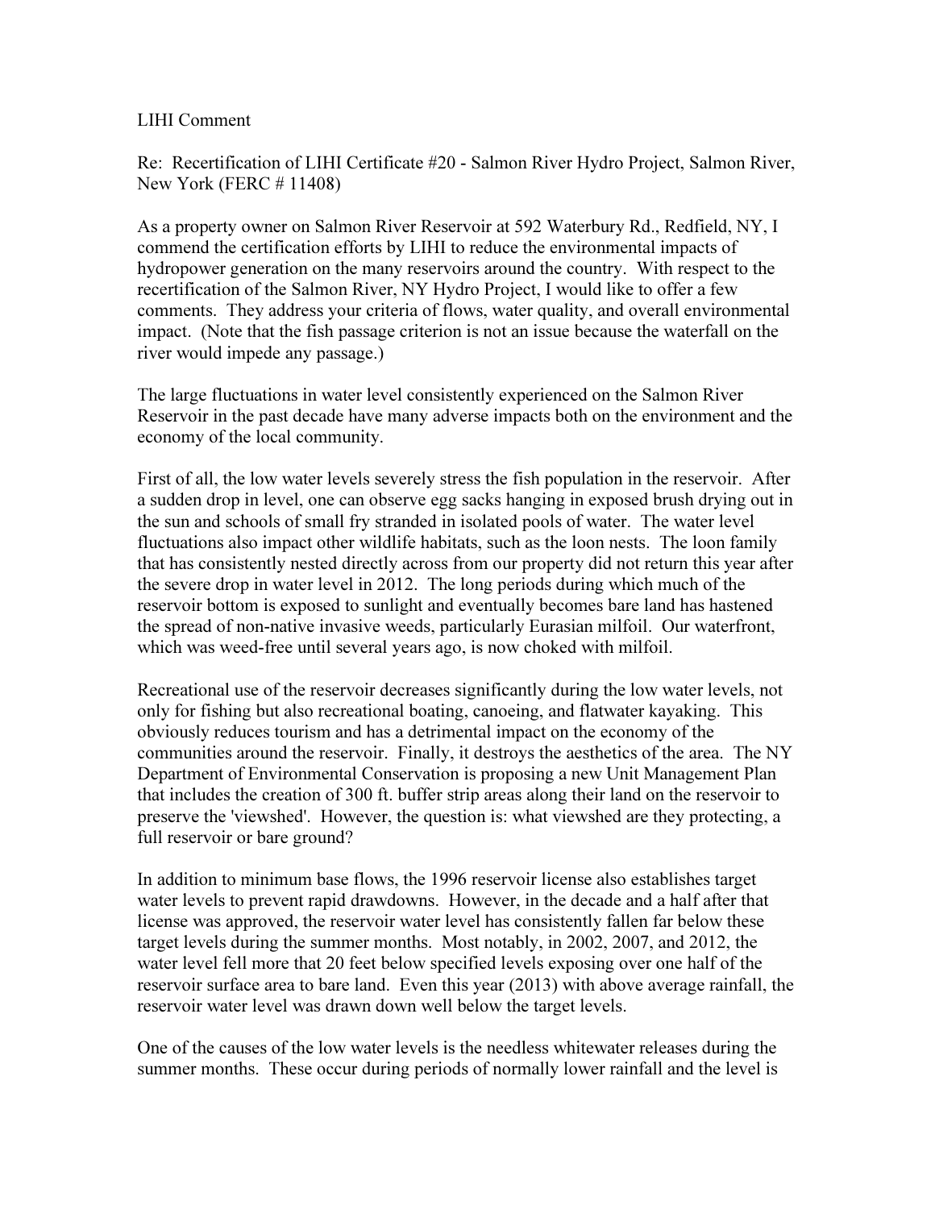LIHI Comment

Re: Recertification of LIHI Certificate #20 - Salmon River Hydro Project, Salmon River, New York (FERC # 11408)

As a property owner on Salmon River Reservoir at 592 Waterbury Rd., Redfield, NY, I commend the certification efforts by LIHI to reduce the environmental impacts of hydropower generation on the many reservoirs around the country. With respect to the recertification of the Salmon River, NY Hydro Project, I would like to offer a few comments. They address your criteria of flows, water quality, and overall environmental impact. (Note that the fish passage criterion is not an issue because the waterfall on the river would impede any passage.)

The large fluctuations in water level consistently experienced on the Salmon River Reservoir in the past decade have many adverse impacts both on the environment and the economy of the local community.

First of all, the low water levels severely stress the fish population in the reservoir. After a sudden drop in level, one can observe egg sacks hanging in exposed brush drying out in the sun and schools of small fry stranded in isolated pools of water. The water level fluctuations also impact other wildlife habitats, such as the loon nests. The loon family that has consistently nested directly across from our property did not return this year after the severe drop in water level in 2012. The long periods during which much of the reservoir bottom is exposed to sunlight and eventually becomes bare land has hastened the spread of non-native invasive weeds, particularly Eurasian milfoil. Our waterfront, which was weed-free until several years ago, is now choked with milfoil.

Recreational use of the reservoir decreases significantly during the low water levels, not only for fishing but also recreational boating, canoeing, and flatwater kayaking. This obviously reduces tourism and has a detrimental impact on the economy of the communities around the reservoir. Finally, it destroys the aesthetics of the area. The NY Department of Environmental Conservation is proposing a new Unit Management Plan that includes the creation of 300 ft. buffer strip areas along their land on the reservoir to preserve the 'viewshed'. However, the question is: what viewshed are they protecting, a full reservoir or bare ground?

In addition to minimum base flows, the 1996 reservoir license also establishes target water levels to prevent rapid drawdowns. However, in the decade and a half after that license was approved, the reservoir water level has consistently fallen far below these target levels during the summer months. Most notably, in 2002, 2007, and 2012, the water level fell more that 20 feet below specified levels exposing over one half of the reservoir surface area to bare land. Even this year (2013) with above average rainfall, the reservoir water level was drawn down well below the target levels.

One of the causes of the low water levels is the needless whitewater releases during the summer months. These occur during periods of normally lower rainfall and the level is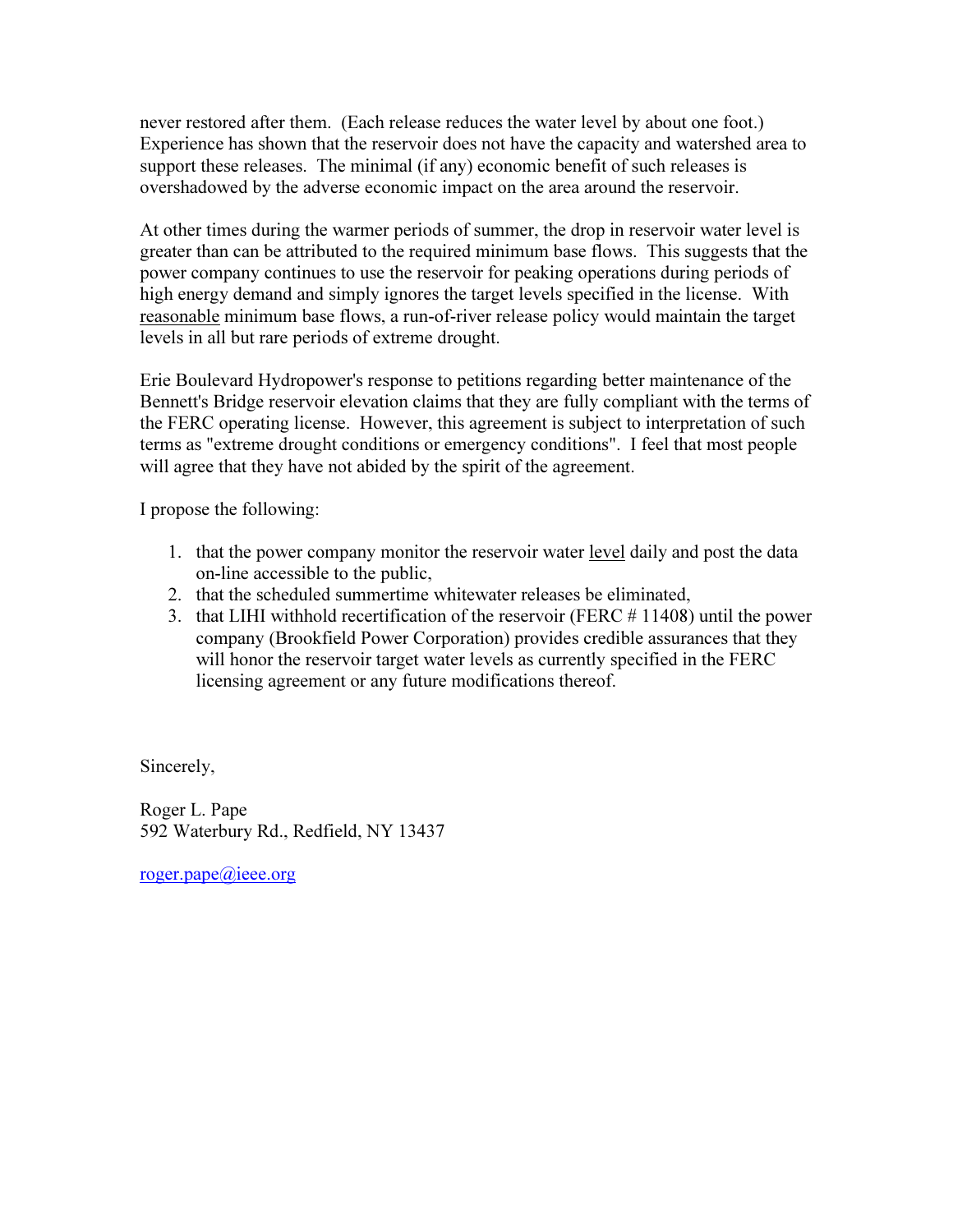never restored after them. (Each release reduces the water level by about one foot.) Experience has shown that the reservoir does not have the capacity and watershed area to support these releases. The minimal (if any) economic benefit of such releases is overshadowed by the adverse economic impact on the area around the reservoir.

At other times during the warmer periods of summer, the drop in reservoir water level is greater than can be attributed to the required minimum base flows. This suggests that the power company continues to use the reservoir for peaking operations during periods of high energy demand and simply ignores the target levels specified in the license. With <u>reasonable</u> minimum base flows, a run-of-river release policy would maintain the target levels in all but rare periods of extreme drought.

Erie Boulevard Hydropower's response to petitions regarding better maintenance of the Bennett's Bridge reservoir elevation claims that they are fully compliant with the terms of the FERC operating license. However, this agreement is subject to interpretation of such terms as "extreme drought conditions or emergency conditions". I feel that most people will agree that they have not abided by the spirit of the agreement.

I propose the following:

1. that the power company monitor the reservoir water <u>level</u> daily and post the data on-line accessible to the public,
2. that the scheduled summertime whitewater releases be eliminated,
3. that LIHI withhold recertification of the reservoir (FERC # 11408) until the power company (Brookfield Power Corporation) provides credible assurances that they will honor the reservoir target water levels as currently specified in the FERC licensing agreement or any future modifications thereof.

Sincerely,

Roger L. Pape
592 Waterbury Rd., Redfield, NY 13437

roger.pape@ieee.org